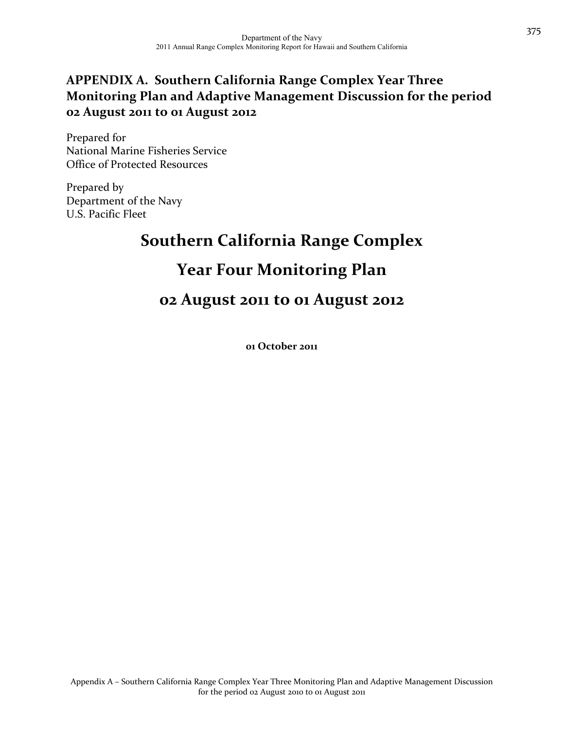# APPENDIX A. Southern California Range Complex Year Three Monitoring Plan and Adaptive Management Discussion for the period 02 August 2011 to 01 August 2012

Prepared for
National Marine Fisheries Service
Office of Protected Resources

Prepared by
Department of the Navy
U.S. Pacific Fleet

# Southern California Range Complex

# Year Four Monitoring Plan

# 02 August 2011 to 01 August 2012

**01 October 2011**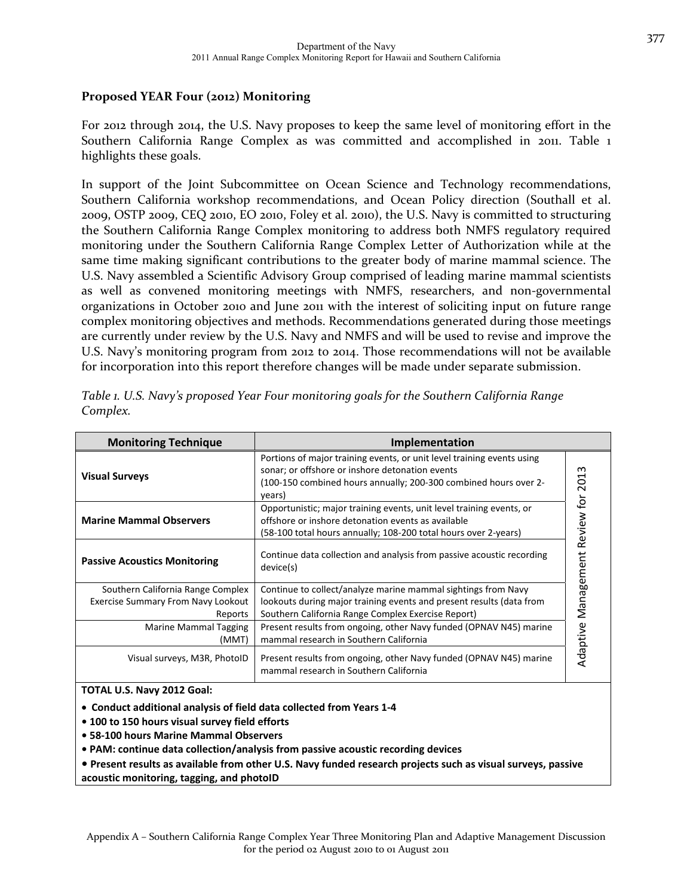## Proposed YEAR Four (2012) Monitoring

For 2012 through 2014, the U.S. Navy proposes to keep the same level of monitoring effort in the Southern California Range Complex as was committed and accomplished in 2011. Table 1 highlights these goals.

In support of the Joint Subcommittee on Ocean Science and Technology recommendations, Southern California workshop recommendations, and Ocean Policy direction (Southall et al. 2009, OSTP 2009, CEQ 2010, EO 2010, Foley et al. 2010), the U.S. Navy is committed to structuring the Southern California Range Complex monitoring to address both NMFS regulatory required monitoring under the Southern California Range Complex Letter of Authorization while at the same time making significant contributions to the greater body of marine mammal science. The U.S. Navy assembled a Scientific Advisory Group comprised of leading marine mammal scientists as well as convened monitoring meetings with NMFS, researchers, and non-governmental organizations in October 2010 and June 2011 with the interest of soliciting input on future range complex monitoring objectives and methods. Recommendations generated during those meetings are currently under review by the U.S. Navy and NMFS and will be used to revise and improve the U.S. Navy's monitoring program from 2012 to 2014. Those recommendations will not be available for incorporation into this report therefore changes will be made under separate submission.

*Table 1. U.S. Navy's proposed Year Four monitoring goals for the Southern California Range Complex.*

| Monitoring Technique | Implementation | |
|---|---|---|
| **Visual Surveys** | Portions of major training events, or unit level training events using sonar; or offshore or inshore detonation events (100-150 combined hours annually; 200-300 combined hours over 2-years) | Adaptive Management Review for 2013 |
| **Marine Mammal Observers** | Opportunistic; major training events, unit level training events, or offshore or inshore detonation events as available (58-100 total hours annually; 108-200 total hours over 2-years) | |
| **Passive Acoustics Monitoring** | Continue data collection and analysis from passive acoustic recording device(s) | |
| Southern California Range Complex Exercise Summary From Navy Lookout Reports | Continue to collect/analyze marine mammal sightings from Navy lookouts during major training events and present results (data from Southern California Range Complex Exercise Report) | |
| Marine Mammal Tagging (MMT) | Present results from ongoing, other Navy funded (OPNAV N45) marine mammal research in Southern California | |
| Visual surveys, M3R, PhotoID | Present results from ongoing, other Navy funded (OPNAV N45) marine mammal research in Southern California | |

**TOTAL U.S. Navy 2012 Goal:**

- **Conduct additional analysis of field data collected from Years 1-4**
- **100 to 150 hours visual survey field efforts**
- **58-100 hours Marine Mammal Observers**
- **PAM: continue data collection/analysis from passive acoustic recording devices**
- **Present results as available from other U.S. Navy funded research projects such as visual surveys, passive acoustic monitoring, tagging, and photoID**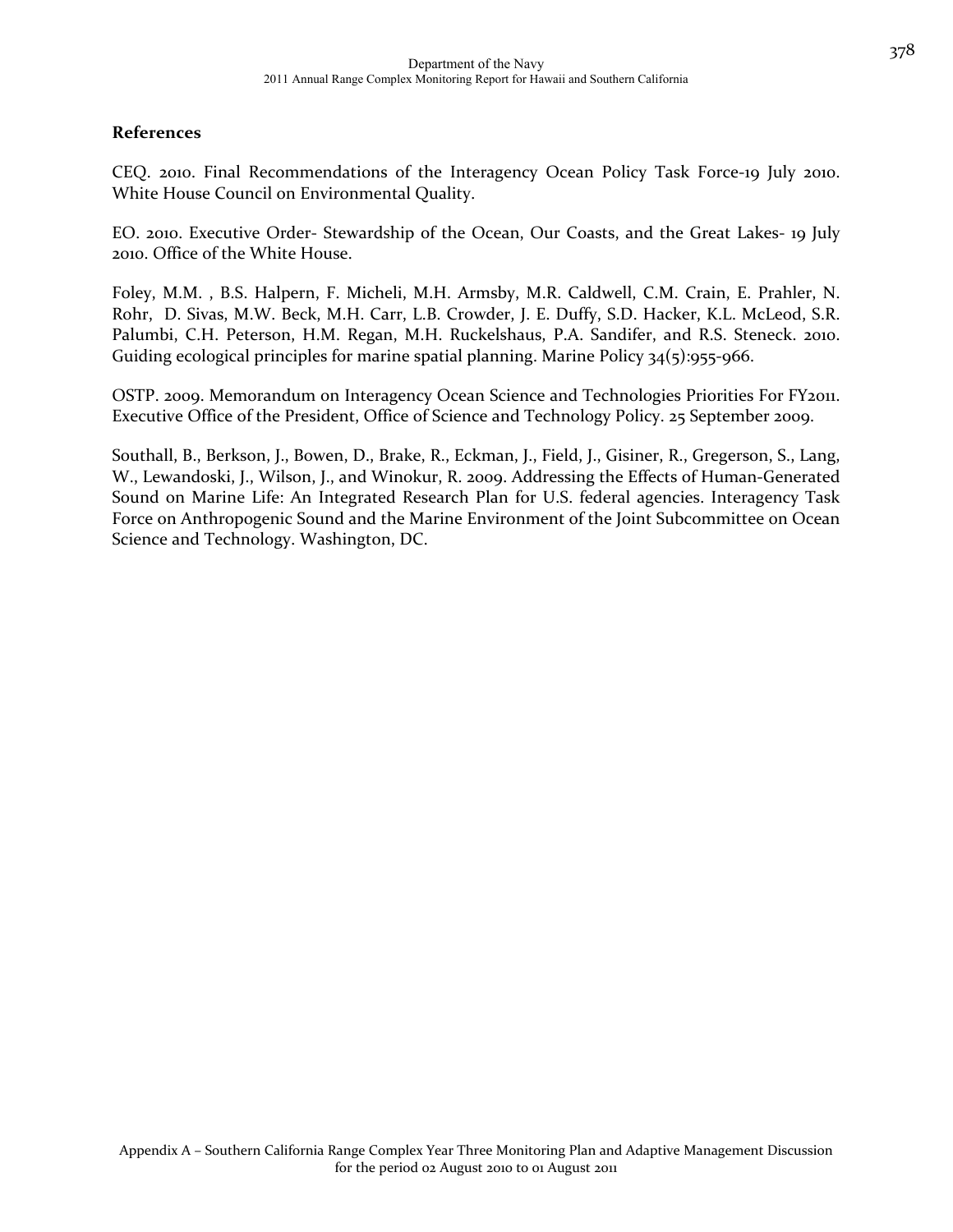## References

CEQ. 2010. Final Recommendations of the Interagency Ocean Policy Task Force-19 July 2010. White House Council on Environmental Quality.

EO. 2010. Executive Order- Stewardship of the Ocean, Our Coasts, and the Great Lakes- 19 July 2010. Office of the White House.

Foley, M.M. , B.S. Halpern, F. Micheli, M.H. Armsby, M.R. Caldwell, C.M. Crain, E. Prahler, N. Rohr, D. Sivas, M.W. Beck, M.H. Carr, L.B. Crowder, J. E. Duffy, S.D. Hacker, K.L. McLeod, S.R. Palumbi, C.H. Peterson, H.M. Regan, M.H. Ruckelshaus, P.A. Sandifer, and R.S. Steneck. 2010. Guiding ecological principles for marine spatial planning. Marine Policy 34(5):955-966.

OSTP. 2009. Memorandum on Interagency Ocean Science and Technologies Priorities For FY2011. Executive Office of the President, Office of Science and Technology Policy. 25 September 2009.

Southall, B., Berkson, J., Bowen, D., Brake, R., Eckman, J., Field, J., Gisiner, R., Gregerson, S., Lang, W., Lewandoski, J., Wilson, J., and Winokur, R. 2009. Addressing the Effects of Human-Generated Sound on Marine Life: An Integrated Research Plan for U.S. federal agencies. Interagency Task Force on Anthropogenic Sound and the Marine Environment of the Joint Subcommittee on Ocean Science and Technology. Washington, DC.